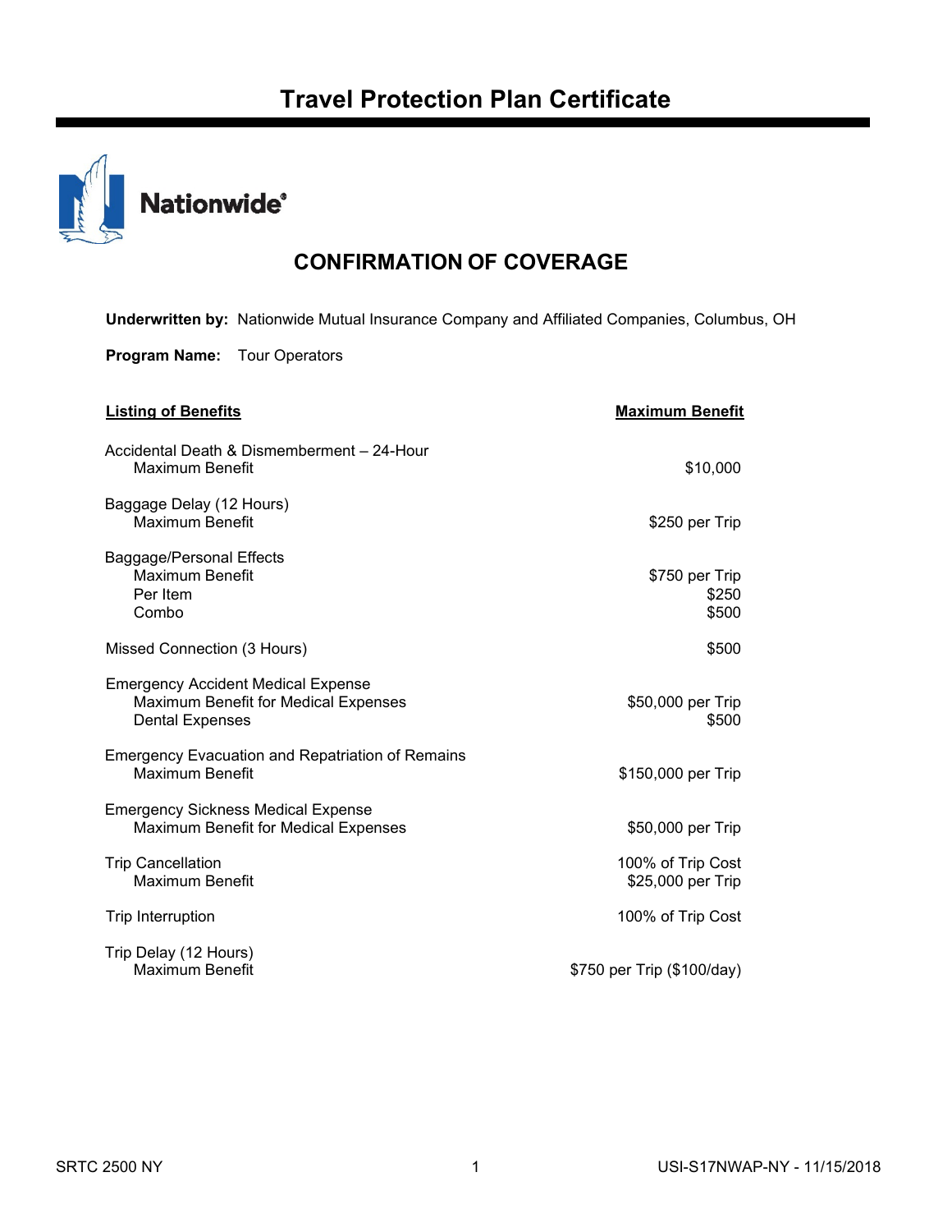# Travel Protection Plan Certificate

Nationwide®

## CONFIRMATION OF COVERAGE

**Underwritten by:** Nationwide Mutual Insurance Company and Affiliated Companies, Columbus, OH

**Program Name:** Tour Operators

| **Listing of Benefits** | **Maximum Benefit** |
|---|---|
| Accidental Death & Dismemberment – 24-Hour | |
| Maximum Benefit | $10,000 |
| Baggage Delay (12 Hours) | |
| Maximum Benefit | $250 per Trip |
| Baggage/Personal Effects | |
| Maximum Benefit | $750 per Trip |
| Per Item | $250 |
| Combo | $500 |
| Missed Connection (3 Hours) | $500 |
| Emergency Accident Medical Expense | |
| Maximum Benefit for Medical Expenses | $50,000 per Trip |
| Dental Expenses | $500 |
| Emergency Evacuation and Repatriation of Remains | |
| Maximum Benefit | $150,000 per Trip |
| Emergency Sickness Medical Expense | |
| Maximum Benefit for Medical Expenses | $50,000 per Trip |
| Trip Cancellation | 100% of Trip Cost |
| Maximum Benefit | $25,000 per Trip |
| Trip Interruption | 100% of Trip Cost |
| Trip Delay (12 Hours) | |
| Maximum Benefit | $750 per Trip ($100/day) |

SRTC 2500 NY

USI-S17NWAP-NY - 11/15/2018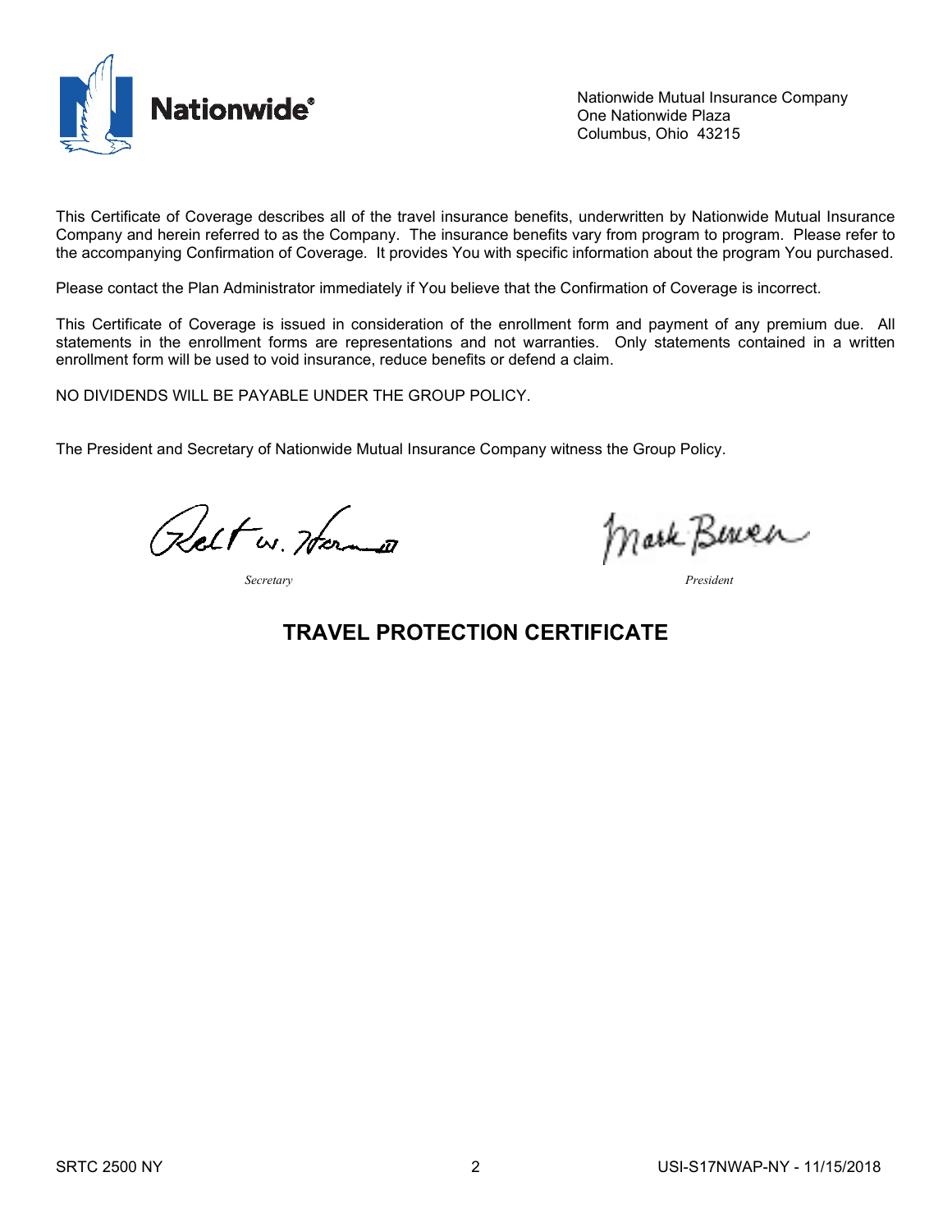Nationwide Mutual Insurance Company
One Nationwide Plaza
Columbus, Ohio 43215

This Certificate of Coverage describes all of the travel insurance benefits, underwritten by Nationwide Mutual Insurance Company and herein referred to as the Company. The insurance benefits vary from program to program. Please refer to the accompanying Confirmation of Coverage. It provides You with specific information about the program You purchased.

Please contact the Plan Administrator immediately if You believe that the Confirmation of Coverage is incorrect.

This Certificate of Coverage is issued in consideration of the enrollment form and payment of any premium due. All statements in the enrollment forms are representations and not warranties. Only statements contained in a written enrollment form will be used to void insurance, reduce benefits or defend a claim.

NO DIVIDENDS WILL BE PAYABLE UNDER THE GROUP POLICY.

The President and Secretary of Nationwide Mutual Insurance Company witness the Group Policy.

*Secretary* *President*

# TRAVEL PROTECTION CERTIFICATE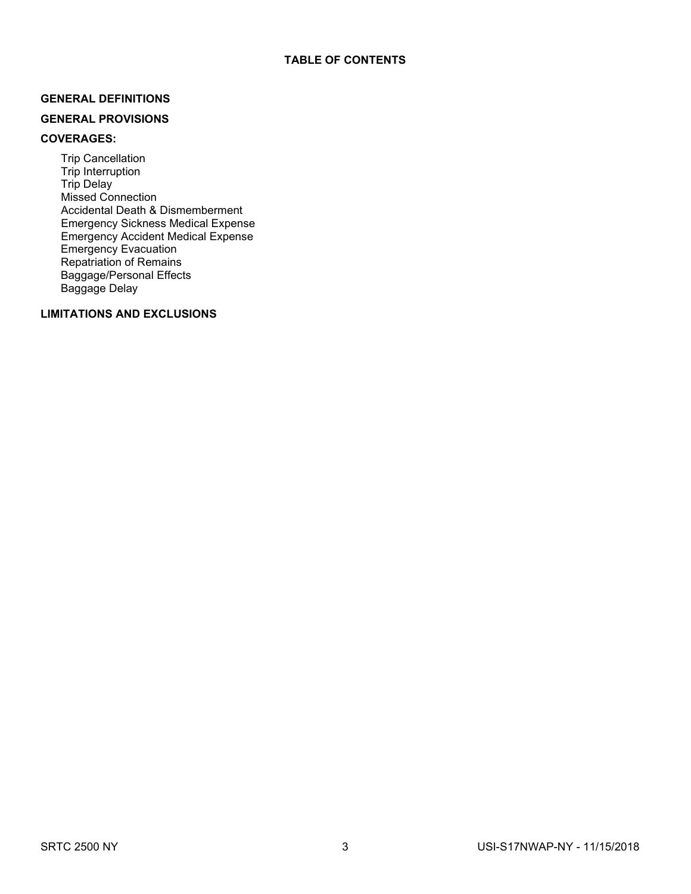# TABLE OF CONTENTS

**GENERAL DEFINITIONS**

**GENERAL PROVISIONS**

**COVERAGES:**

- Trip Cancellation
- Trip Interruption
- Trip Delay
- Missed Connection
- Accidental Death & Dismemberment
- Emergency Sickness Medical Expense
- Emergency Accident Medical Expense
- Emergency Evacuation
- Repatriation of Remains
- Baggage/Personal Effects
- Baggage Delay

**LIMITATIONS AND EXCLUSIONS**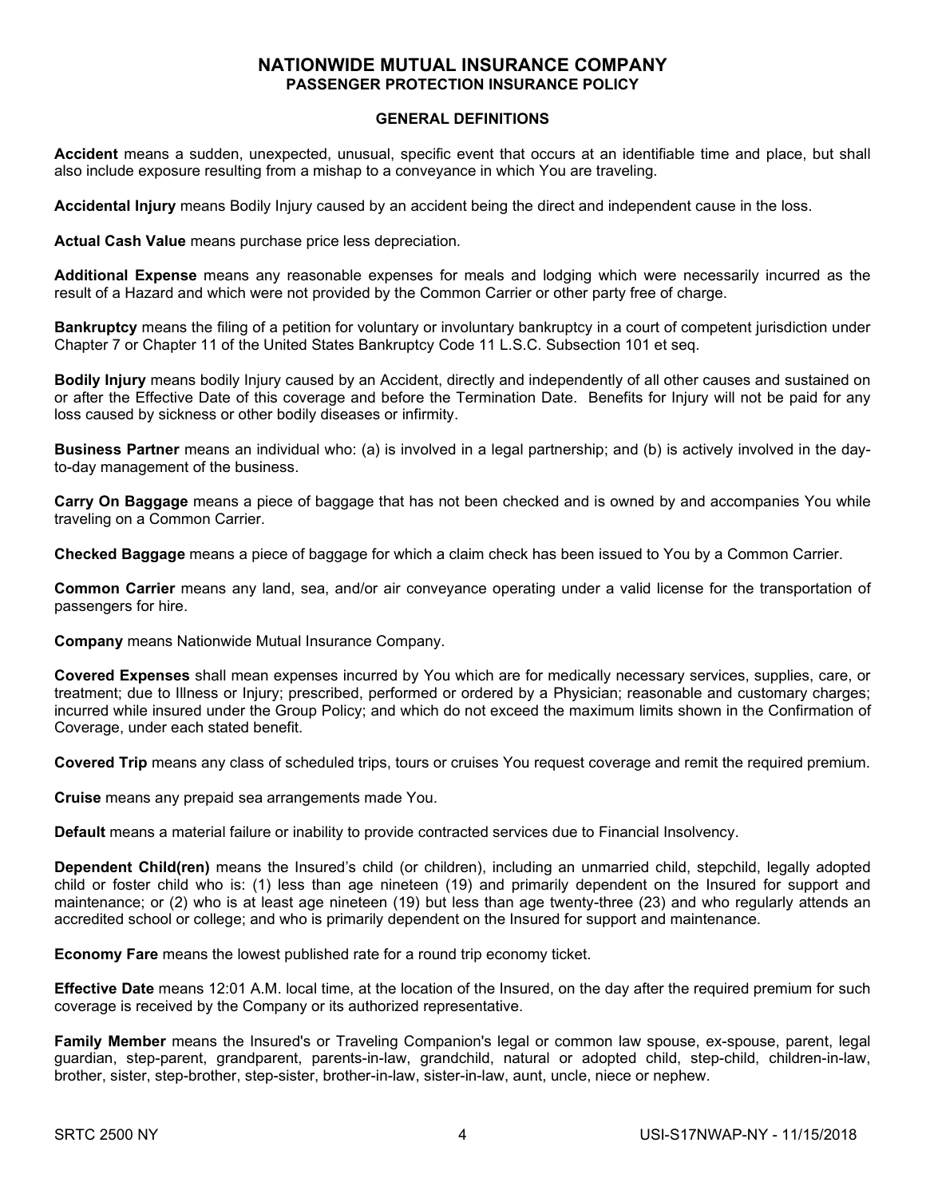# NATIONWIDE MUTUAL INSURANCE COMPANY
## PASSENGER PROTECTION INSURANCE POLICY

### GENERAL DEFINITIONS

**Accident** means a sudden, unexpected, unusual, specific event that occurs at an identifiable time and place, but shall also include exposure resulting from a mishap to a conveyance in which You are traveling.

**Accidental Injury** means Bodily Injury caused by an accident being the direct and independent cause in the loss.

**Actual Cash Value** means purchase price less depreciation.

**Additional Expense** means any reasonable expenses for meals and lodging which were necessarily incurred as the result of a Hazard and which were not provided by the Common Carrier or other party free of charge.

**Bankruptcy** means the filing of a petition for voluntary or involuntary bankruptcy in a court of competent jurisdiction under Chapter 7 or Chapter 11 of the United States Bankruptcy Code 11 L.S.C. Subsection 101 et seq.

**Bodily Injury** means bodily Injury caused by an Accident, directly and independently of all other causes and sustained on or after the Effective Date of this coverage and before the Termination Date. Benefits for Injury will not be paid for any loss caused by sickness or other bodily diseases or infirmity.

**Business Partner** means an individual who: (a) is involved in a legal partnership; and (b) is actively involved in the day-to-day management of the business.

**Carry On Baggage** means a piece of baggage that has not been checked and is owned by and accompanies You while traveling on a Common Carrier.

**Checked Baggage** means a piece of baggage for which a claim check has been issued to You by a Common Carrier.

**Common Carrier** means any land, sea, and/or air conveyance operating under a valid license for the transportation of passengers for hire.

**Company** means Nationwide Mutual Insurance Company.

**Covered Expenses** shall mean expenses incurred by You which are for medically necessary services, supplies, care, or treatment; due to Illness or Injury; prescribed, performed or ordered by a Physician; reasonable and customary charges; incurred while insured under the Group Policy; and which do not exceed the maximum limits shown in the Confirmation of Coverage, under each stated benefit.

**Covered Trip** means any class of scheduled trips, tours or cruises You request coverage and remit the required premium.

**Cruise** means any prepaid sea arrangements made You.

**Default** means a material failure or inability to provide contracted services due to Financial Insolvency.

**Dependent Child(ren)** means the Insured's child (or children), including an unmarried child, stepchild, legally adopted child or foster child who is: (1) less than age nineteen (19) and primarily dependent on the Insured for support and maintenance; or (2) who is at least age nineteen (19) but less than age twenty-three (23) and who regularly attends an accredited school or college; and who is primarily dependent on the Insured for support and maintenance.

**Economy Fare** means the lowest published rate for a round trip economy ticket.

**Effective Date** means 12:01 A.M. local time, at the location of the Insured, on the day after the required premium for such coverage is received by the Company or its authorized representative.

**Family Member** means the Insured's or Traveling Companion's legal or common law spouse, ex-spouse, parent, legal guardian, step-parent, grandparent, parents-in-law, grandchild, natural or adopted child, step-child, children-in-law, brother, sister, step-brother, step-sister, brother-in-law, sister-in-law, aunt, uncle, niece or nephew.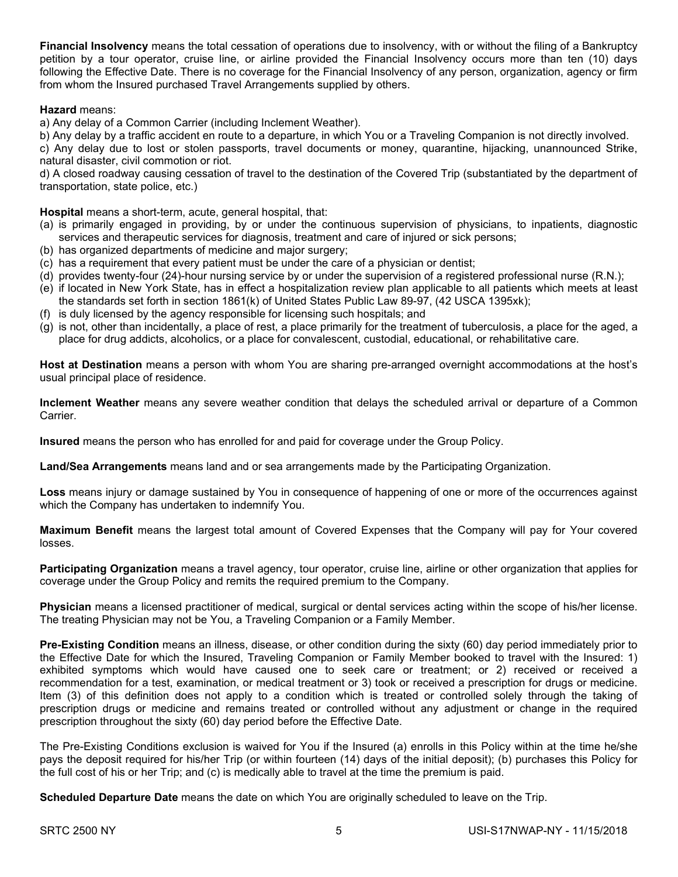**Financial Insolvency** means the total cessation of operations due to insolvency, with or without the filing of a Bankruptcy petition by a tour operator, cruise line, or airline provided the Financial Insolvency occurs more than ten (10) days following the Effective Date. There is no coverage for the Financial Insolvency of any person, organization, agency or firm from whom the Insured purchased Travel Arrangements supplied by others.

**Hazard** means:

a) Any delay of a Common Carrier (including Inclement Weather).

b) Any delay by a traffic accident en route to a departure, in which You or a Traveling Companion is not directly involved.

c) Any delay due to lost or stolen passports, travel documents or money, quarantine, hijacking, unannounced Strike, natural disaster, civil commotion or riot.

d) A closed roadway causing cessation of travel to the destination of the Covered Trip (substantiated by the department of transportation, state police, etc.)

**Hospital** means a short-term, acute, general hospital, that:

(a) is primarily engaged in providing, by or under the continuous supervision of physicians, to inpatients, diagnostic services and therapeutic services for diagnosis, treatment and care of injured or sick persons;

(b) has organized departments of medicine and major surgery;

(c) has a requirement that every patient must be under the care of a physician or dentist;

(d) provides twenty-four (24)-hour nursing service by or under the supervision of a registered professional nurse (R.N.);

(e) if located in New York State, has in effect a hospitalization review plan applicable to all patients which meets at least the standards set forth in section 1861(k) of United States Public Law 89-97, (42 USCA 1395xk);

(f) is duly licensed by the agency responsible for licensing such hospitals; and

(g) is not, other than incidentally, a place of rest, a place primarily for the treatment of tuberculosis, a place for the aged, a place for drug addicts, alcoholics, or a place for convalescent, custodial, educational, or rehabilitative care.

**Host at Destination** means a person with whom You are sharing pre-arranged overnight accommodations at the host's usual principal place of residence.

**Inclement Weather** means any severe weather condition that delays the scheduled arrival or departure of a Common Carrier.

**Insured** means the person who has enrolled for and paid for coverage under the Group Policy.

**Land/Sea Arrangements** means land and or sea arrangements made by the Participating Organization.

**Loss** means injury or damage sustained by You in consequence of happening of one or more of the occurrences against which the Company has undertaken to indemnify You.

**Maximum Benefit** means the largest total amount of Covered Expenses that the Company will pay for Your covered losses.

**Participating Organization** means a travel agency, tour operator, cruise line, airline or other organization that applies for coverage under the Group Policy and remits the required premium to the Company.

**Physician** means a licensed practitioner of medical, surgical or dental services acting within the scope of his/her license. The treating Physician may not be You, a Traveling Companion or a Family Member.

**Pre-Existing Condition** means an illness, disease, or other condition during the sixty (60) day period immediately prior to the Effective Date for which the Insured, Traveling Companion or Family Member booked to travel with the Insured: 1) exhibited symptoms which would have caused one to seek care or treatment; or 2) received or received a recommendation for a test, examination, or medical treatment or 3) took or received a prescription for drugs or medicine. Item (3) of this definition does not apply to a condition which is treated or controlled solely through the taking of prescription drugs or medicine and remains treated or controlled without any adjustment or change in the required prescription throughout the sixty (60) day period before the Effective Date.

The Pre-Existing Conditions exclusion is waived for You if the Insured (a) enrolls in this Policy within at the time he/she pays the deposit required for his/her Trip (or within fourteen (14) days of the initial deposit); (b) purchases this Policy for the full cost of his or her Trip; and (c) is medically able to travel at the time the premium is paid.

**Scheduled Departure Date** means the date on which You are originally scheduled to leave on the Trip.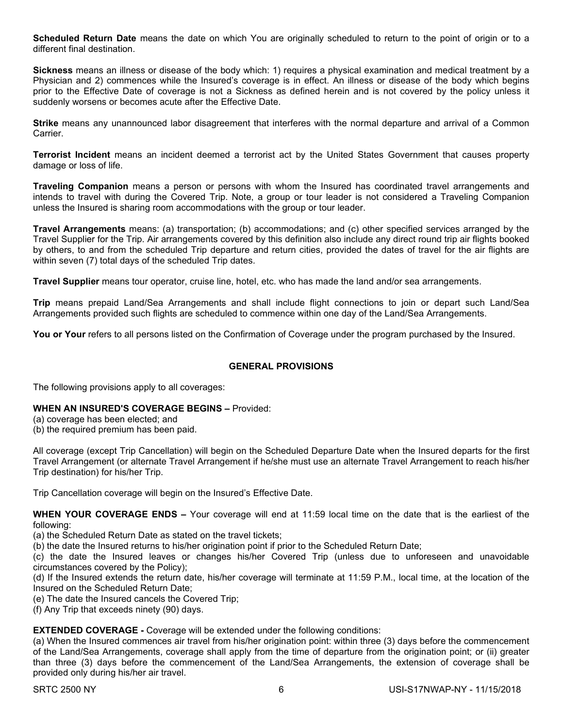**Scheduled Return Date** means the date on which You are originally scheduled to return to the point of origin or to a different final destination.

**Sickness** means an illness or disease of the body which: 1) requires a physical examination and medical treatment by a Physician and 2) commences while the Insured's coverage is in effect. An illness or disease of the body which begins prior to the Effective Date of coverage is not a Sickness as defined herein and is not covered by the policy unless it suddenly worsens or becomes acute after the Effective Date.

**Strike** means any unannounced labor disagreement that interferes with the normal departure and arrival of a Common Carrier.

**Terrorist Incident** means an incident deemed a terrorist act by the United States Government that causes property damage or loss of life.

**Traveling Companion** means a person or persons with whom the Insured has coordinated travel arrangements and intends to travel with during the Covered Trip. Note, a group or tour leader is not considered a Traveling Companion unless the Insured is sharing room accommodations with the group or tour leader.

**Travel Arrangements** means: (a) transportation; (b) accommodations; and (c) other specified services arranged by the Travel Supplier for the Trip. Air arrangements covered by this definition also include any direct round trip air flights booked by others, to and from the scheduled Trip departure and return cities, provided the dates of travel for the air flights are within seven (7) total days of the scheduled Trip dates.

**Travel Supplier** means tour operator, cruise line, hotel, etc. who has made the land and/or sea arrangements.

**Trip** means prepaid Land/Sea Arrangements and shall include flight connections to join or depart such Land/Sea Arrangements provided such flights are scheduled to commence within one day of the Land/Sea Arrangements.

**You or Your** refers to all persons listed on the Confirmation of Coverage under the program purchased by the Insured.

## GENERAL PROVISIONS

The following provisions apply to all coverages:

**WHEN AN INSURED'S COVERAGE BEGINS –** Provided:
(a) coverage has been elected; and
(b) the required premium has been paid.

All coverage (except Trip Cancellation) will begin on the Scheduled Departure Date when the Insured departs for the first Travel Arrangement (or alternate Travel Arrangement if he/she must use an alternate Travel Arrangement to reach his/her Trip destination) for his/her Trip.

Trip Cancellation coverage will begin on the Insured's Effective Date.

**WHEN YOUR COVERAGE ENDS –** Your coverage will end at 11:59 local time on the date that is the earliest of the following:
(a) the Scheduled Return Date as stated on the travel tickets;
(b) the date the Insured returns to his/her origination point if prior to the Scheduled Return Date;
(c) the date the Insured leaves or changes his/her Covered Trip (unless due to unforeseen and unavoidable circumstances covered by the Policy);
(d) If the Insured extends the return date, his/her coverage will terminate at 11:59 P.M., local time, at the location of the Insured on the Scheduled Return Date;
(e) The date the Insured cancels the Covered Trip;
(f) Any Trip that exceeds ninety (90) days.

**EXTENDED COVERAGE -** Coverage will be extended under the following conditions:
(a) When the Insured commences air travel from his/her origination point: within three (3) days before the commencement of the Land/Sea Arrangements, coverage shall apply from the time of departure from the origination point; or (ii) greater than three (3) days before the commencement of the Land/Sea Arrangements, the extension of coverage shall be provided only during his/her air travel.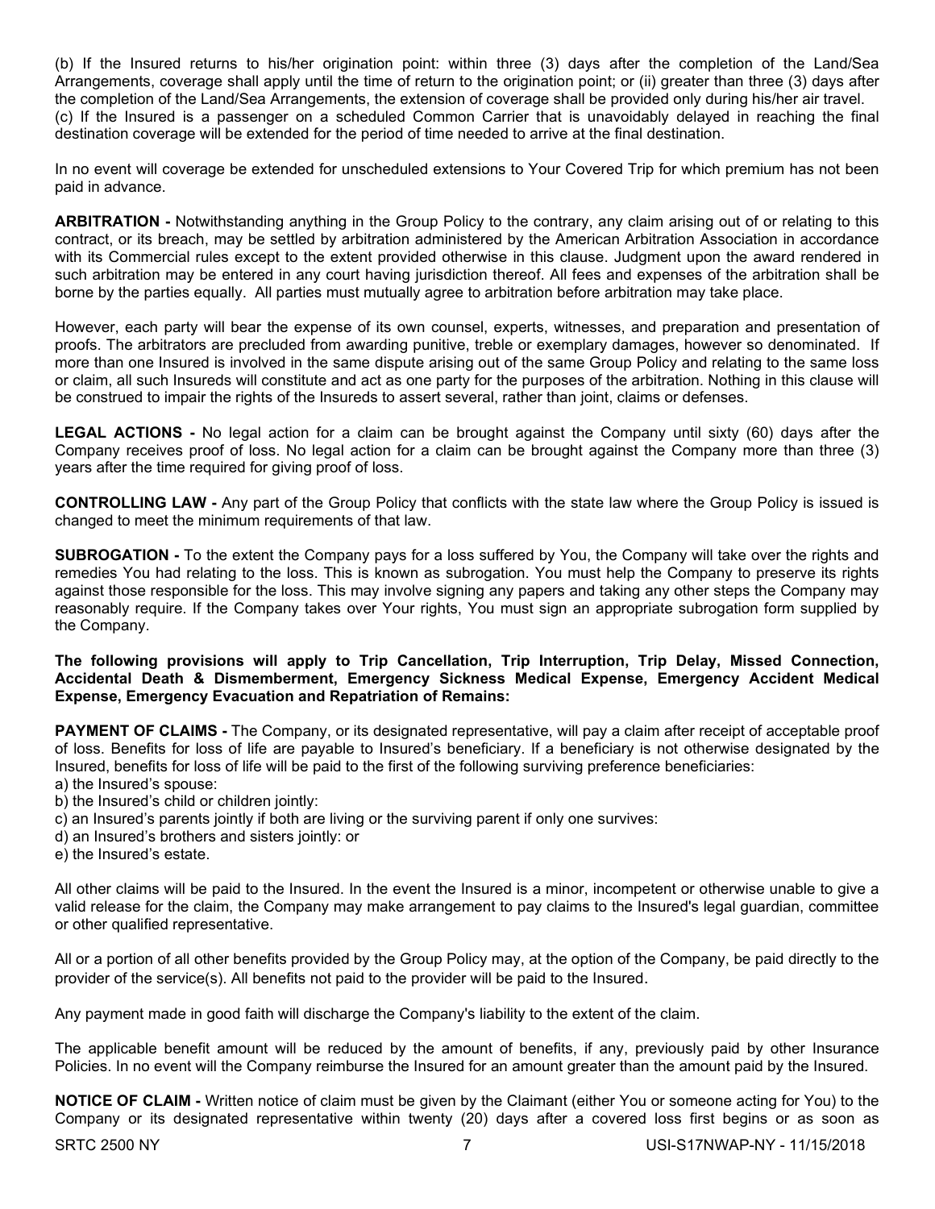(b) If the Insured returns to his/her origination point: within three (3) days after the completion of the Land/Sea Arrangements, coverage shall apply until the time of return to the origination point; or (ii) greater than three (3) days after the completion of the Land/Sea Arrangements, the extension of coverage shall be provided only during his/her air travel.
(c) If the Insured is a passenger on a scheduled Common Carrier that is unavoidably delayed in reaching the final destination coverage will be extended for the period of time needed to arrive at the final destination.

In no event will coverage be extended for unscheduled extensions to Your Covered Trip for which premium has not been paid in advance.

**ARBITRATION -** Notwithstanding anything in the Group Policy to the contrary, any claim arising out of or relating to this contract, or its breach, may be settled by arbitration administered by the American Arbitration Association in accordance with its Commercial rules except to the extent provided otherwise in this clause. Judgment upon the award rendered in such arbitration may be entered in any court having jurisdiction thereof. All fees and expenses of the arbitration shall be borne by the parties equally. All parties must mutually agree to arbitration before arbitration may take place.

However, each party will bear the expense of its own counsel, experts, witnesses, and preparation and presentation of proofs. The arbitrators are precluded from awarding punitive, treble or exemplary damages, however so denominated. If more than one Insured is involved in the same dispute arising out of the same Group Policy and relating to the same loss or claim, all such Insureds will constitute and act as one party for the purposes of the arbitration. Nothing in this clause will be construed to impair the rights of the Insureds to assert several, rather than joint, claims or defenses.

**LEGAL ACTIONS -** No legal action for a claim can be brought against the Company until sixty (60) days after the Company receives proof of loss. No legal action for a claim can be brought against the Company more than three (3) years after the time required for giving proof of loss.

**CONTROLLING LAW -** Any part of the Group Policy that conflicts with the state law where the Group Policy is issued is changed to meet the minimum requirements of that law.

**SUBROGATION -** To the extent the Company pays for a loss suffered by You, the Company will take over the rights and remedies You had relating to the loss. This is known as subrogation. You must help the Company to preserve its rights against those responsible for the loss. This may involve signing any papers and taking any other steps the Company may reasonably require. If the Company takes over Your rights, You must sign an appropriate subrogation form supplied by the Company.

**The following provisions will apply to Trip Cancellation, Trip Interruption, Trip Delay, Missed Connection, Accidental Death & Dismemberment, Emergency Sickness Medical Expense, Emergency Accident Medical Expense, Emergency Evacuation and Repatriation of Remains:**

**PAYMENT OF CLAIMS -** The Company, or its designated representative, will pay a claim after receipt of acceptable proof of loss. Benefits for loss of life are payable to Insured's beneficiary. If a beneficiary is not otherwise designated by the Insured, benefits for loss of life will be paid to the first of the following surviving preference beneficiaries:
a) the Insured's spouse:
b) the Insured's child or children jointly:
c) an Insured's parents jointly if both are living or the surviving parent if only one survives:
d) an Insured's brothers and sisters jointly: or
e) the Insured's estate.

All other claims will be paid to the Insured. In the event the Insured is a minor, incompetent or otherwise unable to give a valid release for the claim, the Company may make arrangement to pay claims to the Insured's legal guardian, committee or other qualified representative.

All or a portion of all other benefits provided by the Group Policy may, at the option of the Company, be paid directly to the provider of the service(s). All benefits not paid to the provider will be paid to the Insured.

Any payment made in good faith will discharge the Company's liability to the extent of the claim.

The applicable benefit amount will be reduced by the amount of benefits, if any, previously paid by other Insurance Policies. In no event will the Company reimburse the Insured for an amount greater than the amount paid by the Insured.

**NOTICE OF CLAIM -** Written notice of claim must be given by the Claimant (either You or someone acting for You) to the Company or its designated representative within twenty (20) days after a covered loss first begins or as soon as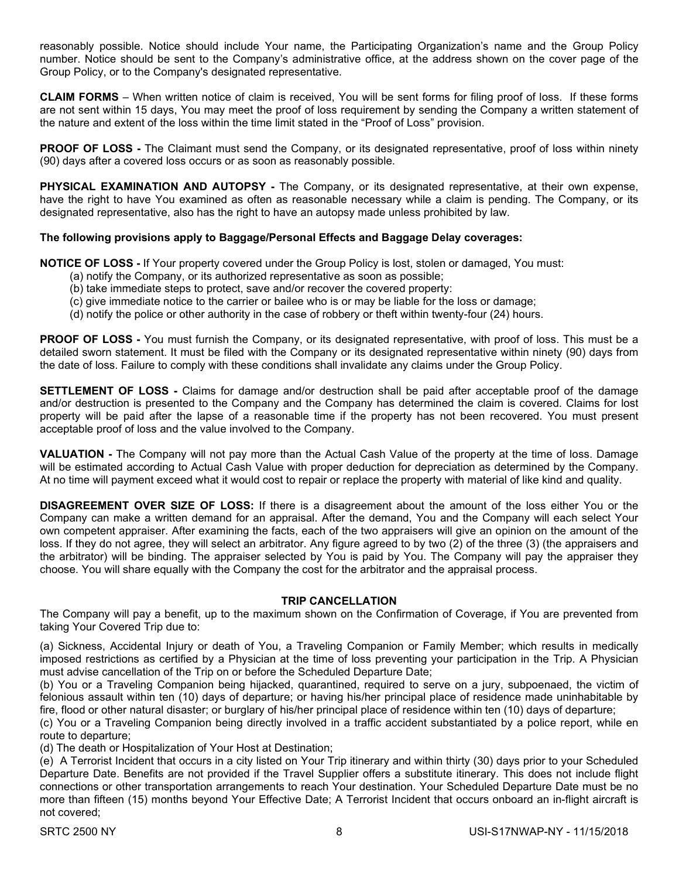reasonably possible. Notice should include Your name, the Participating Organization's name and the Group Policy number. Notice should be sent to the Company's administrative office, at the address shown on the cover page of the Group Policy, or to the Company's designated representative.

**CLAIM FORMS** – When written notice of claim is received, You will be sent forms for filing proof of loss. If these forms are not sent within 15 days, You may meet the proof of loss requirement by sending the Company a written statement of the nature and extent of the loss within the time limit stated in the "Proof of Loss" provision.

**PROOF OF LOSS -** The Claimant must send the Company, or its designated representative, proof of loss within ninety (90) days after a covered loss occurs or as soon as reasonably possible.

**PHYSICAL EXAMINATION AND AUTOPSY -** The Company, or its designated representative, at their own expense, have the right to have You examined as often as reasonable necessary while a claim is pending. The Company, or its designated representative, also has the right to have an autopsy made unless prohibited by law.

**The following provisions apply to Baggage/Personal Effects and Baggage Delay coverages:**

**NOTICE OF LOSS -** If Your property covered under the Group Policy is lost, stolen or damaged, You must:

(a) notify the Company, or its authorized representative as soon as possible;
(b) take immediate steps to protect, save and/or recover the covered property:
(c) give immediate notice to the carrier or bailee who is or may be liable for the loss or damage;
(d) notify the police or other authority in the case of robbery or theft within twenty-four (24) hours.

**PROOF OF LOSS -** You must furnish the Company, or its designated representative, with proof of loss. This must be a detailed sworn statement. It must be filed with the Company or its designated representative within ninety (90) days from the date of loss. Failure to comply with these conditions shall invalidate any claims under the Group Policy.

**SETTLEMENT OF LOSS -** Claims for damage and/or destruction shall be paid after acceptable proof of the damage and/or destruction is presented to the Company and the Company has determined the claim is covered. Claims for lost property will be paid after the lapse of a reasonable time if the property has not been recovered. You must present acceptable proof of loss and the value involved to the Company.

**VALUATION -** The Company will not pay more than the Actual Cash Value of the property at the time of loss. Damage will be estimated according to Actual Cash Value with proper deduction for depreciation as determined by the Company. At no time will payment exceed what it would cost to repair or replace the property with material of like kind and quality.

**DISAGREEMENT OVER SIZE OF LOSS:** If there is a disagreement about the amount of the loss either You or the Company can make a written demand for an appraisal. After the demand, You and the Company will each select Your own competent appraiser. After examining the facts, each of the two appraisers will give an opinion on the amount of the loss. If they do not agree, they will select an arbitrator. Any figure agreed to by two (2) of the three (3) (the appraisers and the arbitrator) will be binding. The appraiser selected by You is paid by You. The Company will pay the appraiser they choose. You will share equally with the Company the cost for the arbitrator and the appraisal process.

## TRIP CANCELLATION

The Company will pay a benefit, up to the maximum shown on the Confirmation of Coverage, if You are prevented from taking Your Covered Trip due to:

(a) Sickness, Accidental Injury or death of You, a Traveling Companion or Family Member; which results in medically imposed restrictions as certified by a Physician at the time of loss preventing your participation in the Trip. A Physician must advise cancellation of the Trip on or before the Scheduled Departure Date;
(b) You or a Traveling Companion being hijacked, quarantined, required to serve on a jury, subpoenaed, the victim of felonious assault within ten (10) days of departure; or having his/her principal place of residence made uninhabitable by fire, flood or other natural disaster; or burglary of his/her principal place of residence within ten (10) days of departure;
(c) You or a Traveling Companion being directly involved in a traffic accident substantiated by a police report, while en route to departure;
(d) The death or Hospitalization of Your Host at Destination;
(e) A Terrorist Incident that occurs in a city listed on Your Trip itinerary and within thirty (30) days prior to your Scheduled Departure Date. Benefits are not provided if the Travel Supplier offers a substitute itinerary. This does not include flight connections or other transportation arrangements to reach Your destination. Your Scheduled Departure Date must be no more than fifteen (15) months beyond Your Effective Date; A Terrorist Incident that occurs onboard an in-flight aircraft is not covered;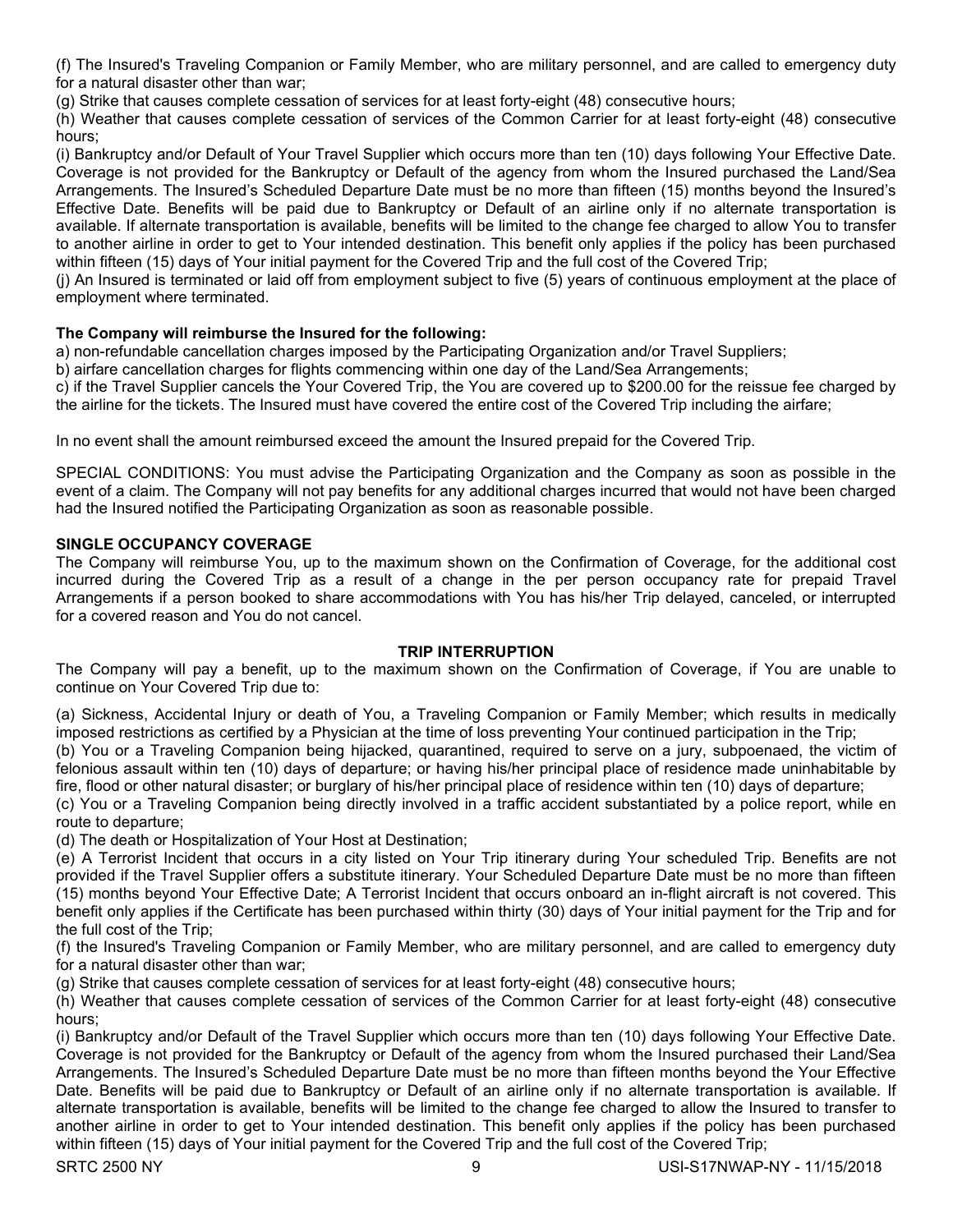(f) The Insured's Traveling Companion or Family Member, who are military personnel, and are called to emergency duty for a natural disaster other than war;

(g) Strike that causes complete cessation of services for at least forty-eight (48) consecutive hours;

(h) Weather that causes complete cessation of services of the Common Carrier for at least forty-eight (48) consecutive hours;

(i) Bankruptcy and/or Default of Your Travel Supplier which occurs more than ten (10) days following Your Effective Date. Coverage is not provided for the Bankruptcy or Default of the agency from whom the Insured purchased the Land/Sea Arrangements. The Insured's Scheduled Departure Date must be no more than fifteen (15) months beyond the Insured's Effective Date. Benefits will be paid due to Bankruptcy or Default of an airline only if no alternate transportation is available. If alternate transportation is available, benefits will be limited to the change fee charged to allow You to transfer to another airline in order to get to Your intended destination. This benefit only applies if the policy has been purchased within fifteen (15) days of Your initial payment for the Covered Trip and the full cost of the Covered Trip;

(j) An Insured is terminated or laid off from employment subject to five (5) years of continuous employment at the place of employment where terminated.

**The Company will reimburse the Insured for the following:**

a) non-refundable cancellation charges imposed by the Participating Organization and/or Travel Suppliers;

b) airfare cancellation charges for flights commencing within one day of the Land/Sea Arrangements;

c) if the Travel Supplier cancels the Your Covered Trip, the You are covered up to $200.00 for the reissue fee charged by the airline for the tickets. The Insured must have covered the entire cost of the Covered Trip including the airfare;

In no event shall the amount reimbursed exceed the amount the Insured prepaid for the Covered Trip.

SPECIAL CONDITIONS: You must advise the Participating Organization and the Company as soon as possible in the event of a claim. The Company will not pay benefits for any additional charges incurred that would not have been charged had the Insured notified the Participating Organization as soon as reasonable possible.

**SINGLE OCCUPANCY COVERAGE**

The Company will reimburse You, up to the maximum shown on the Confirmation of Coverage, for the additional cost incurred during the Covered Trip as a result of a change in the per person occupancy rate for prepaid Travel Arrangements if a person booked to share accommodations with You has his/her Trip delayed, canceled, or interrupted for a covered reason and You do not cancel.

**TRIP INTERRUPTION**

The Company will pay a benefit, up to the maximum shown on the Confirmation of Coverage, if You are unable to continue on Your Covered Trip due to:

(a) Sickness, Accidental Injury or death of You, a Traveling Companion or Family Member; which results in medically imposed restrictions as certified by a Physician at the time of loss preventing Your continued participation in the Trip;

(b) You or a Traveling Companion being hijacked, quarantined, required to serve on a jury, subpoenaed, the victim of felonious assault within ten (10) days of departure; or having his/her principal place of residence made uninhabitable by fire, flood or other natural disaster; or burglary of his/her principal place of residence within ten (10) days of departure;

(c) You or a Traveling Companion being directly involved in a traffic accident substantiated by a police report, while en route to departure;

(d) The death or Hospitalization of Your Host at Destination;

(e) A Terrorist Incident that occurs in a city listed on Your Trip itinerary during Your scheduled Trip. Benefits are not provided if the Travel Supplier offers a substitute itinerary. Your Scheduled Departure Date must be no more than fifteen (15) months beyond Your Effective Date; A Terrorist Incident that occurs onboard an in-flight aircraft is not covered. This benefit only applies if the Certificate has been purchased within thirty (30) days of Your initial payment for the Trip and for the full cost of the Trip;

(f) the Insured's Traveling Companion or Family Member, who are military personnel, and are called to emergency duty for a natural disaster other than war;

(g) Strike that causes complete cessation of services for at least forty-eight (48) consecutive hours;

(h) Weather that causes complete cessation of services of the Common Carrier for at least forty-eight (48) consecutive hours;

(i) Bankruptcy and/or Default of the Travel Supplier which occurs more than ten (10) days following Your Effective Date. Coverage is not provided for the Bankruptcy or Default of the agency from whom the Insured purchased their Land/Sea Arrangements. The Insured's Scheduled Departure Date must be no more than fifteen months beyond the Your Effective Date. Benefits will be paid due to Bankruptcy or Default of an airline only if no alternate transportation is available. If alternate transportation is available, benefits will be limited to the change fee charged to allow the Insured to transfer to another airline in order to get to Your intended destination. This benefit only applies if the policy has been purchased within fifteen (15) days of Your initial payment for the Covered Trip and the full cost of the Covered Trip;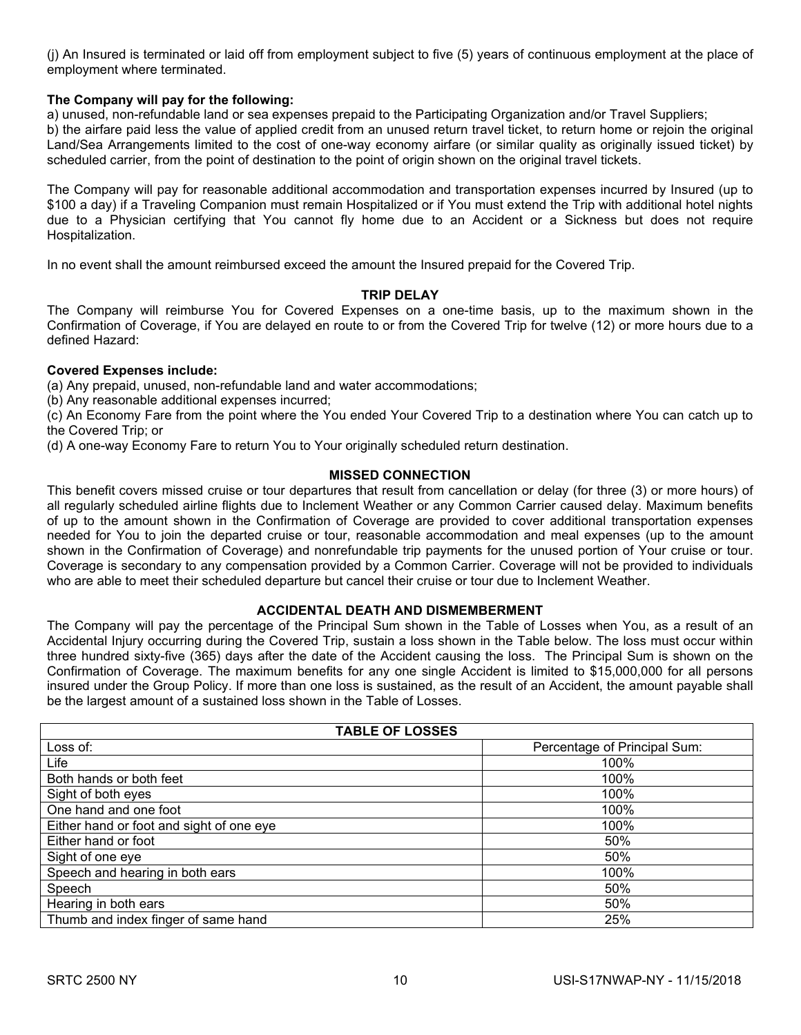(j) An Insured is terminated or laid off from employment subject to five (5) years of continuous employment at the place of employment where terminated.

**The Company will pay for the following:**

a) unused, non-refundable land or sea expenses prepaid to the Participating Organization and/or Travel Suppliers;

b) the airfare paid less the value of applied credit from an unused return travel ticket, to return home or rejoin the original Land/Sea Arrangements limited to the cost of one-way economy airfare (or similar quality as originally issued ticket) by scheduled carrier, from the point of destination to the point of origin shown on the original travel tickets.

The Company will pay for reasonable additional accommodation and transportation expenses incurred by Insured (up to $100 a day) if a Traveling Companion must remain Hospitalized or if You must extend the Trip with additional hotel nights due to a Physician certifying that You cannot fly home due to an Accident or a Sickness but does not require Hospitalization.

In no event shall the amount reimbursed exceed the amount the Insured prepaid for the Covered Trip.

## TRIP DELAY

The Company will reimburse You for Covered Expenses on a one-time basis, up to the maximum shown in the Confirmation of Coverage, if You are delayed en route to or from the Covered Trip for twelve (12) or more hours due to a defined Hazard:

**Covered Expenses include:**

(a) Any prepaid, unused, non-refundable land and water accommodations;

(b) Any reasonable additional expenses incurred;

(c) An Economy Fare from the point where the You ended Your Covered Trip to a destination where You can catch up to the Covered Trip; or

(d) A one-way Economy Fare to return You to Your originally scheduled return destination.

## MISSED CONNECTION

This benefit covers missed cruise or tour departures that result from cancellation or delay (for three (3) or more hours) of all regularly scheduled airline flights due to Inclement Weather or any Common Carrier caused delay. Maximum benefits of up to the amount shown in the Confirmation of Coverage are provided to cover additional transportation expenses needed for You to join the departed cruise or tour, reasonable accommodation and meal expenses (up to the amount shown in the Confirmation of Coverage) and nonrefundable trip payments for the unused portion of Your cruise or tour. Coverage is secondary to any compensation provided by a Common Carrier. Coverage will not be provided to individuals who are able to meet their scheduled departure but cancel their cruise or tour due to Inclement Weather.

## ACCIDENTAL DEATH AND DISMEMBERMENT

The Company will pay the percentage of the Principal Sum shown in the Table of Losses when You, as a result of an Accidental Injury occurring during the Covered Trip, sustain a loss shown in the Table below. The loss must occur within three hundred sixty-five (365) days after the date of the Accident causing the loss. The Principal Sum is shown on the Confirmation of Coverage. The maximum benefits for any one single Accident is limited to $15,000,000 for all persons insured under the Group Policy. If more than one loss is sustained, as the result of an Accident, the amount payable shall be the largest amount of a sustained loss shown in the Table of Losses.

| TABLE OF LOSSES | |
|---|---|
| Loss of: | Percentage of Principal Sum: |
| Life | 100% |
| Both hands or both feet | 100% |
| Sight of both eyes | 100% |
| One hand and one foot | 100% |
| Either hand or foot and sight of one eye | 100% |
| Either hand or foot | 50% |
| Sight of one eye | 50% |
| Speech and hearing in both ears | 100% |
| Speech | 50% |
| Hearing in both ears | 50% |
| Thumb and index finger of same hand | 25% |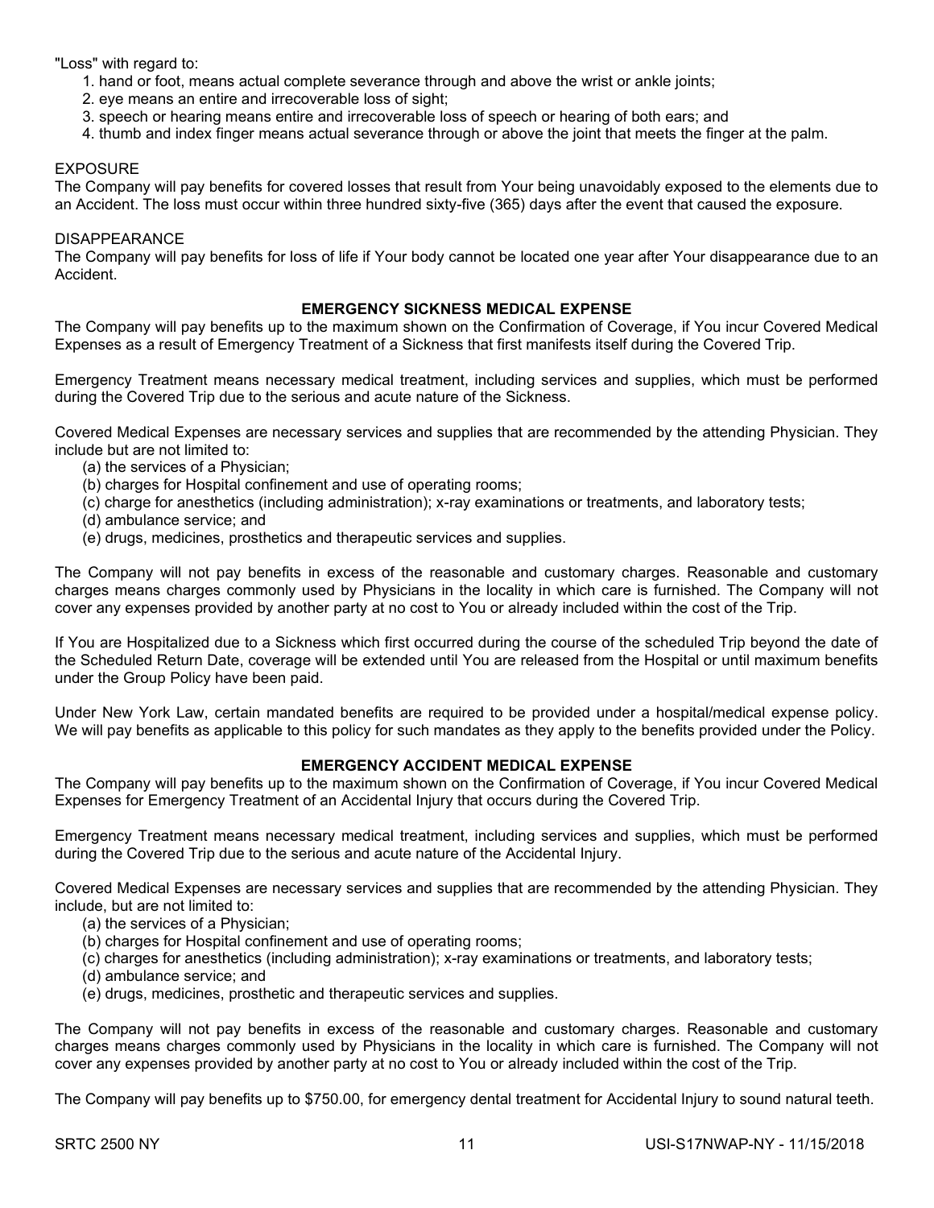"Loss" with regard to:

1. hand or foot, means actual complete severance through and above the wrist or ankle joints;
2. eye means an entire and irrecoverable loss of sight;
3. speech or hearing means entire and irrecoverable loss of speech or hearing of both ears; and
4. thumb and index finger means actual severance through or above the joint that meets the finger at the palm.

EXPOSURE

The Company will pay benefits for covered losses that result from Your being unavoidably exposed to the elements due to an Accident. The loss must occur within three hundred sixty-five (365) days after the event that caused the exposure.

DISAPPEARANCE

The Company will pay benefits for loss of life if Your body cannot be located one year after Your disappearance due to an Accident.

**EMERGENCY SICKNESS MEDICAL EXPENSE**

The Company will pay benefits up to the maximum shown on the Confirmation of Coverage, if You incur Covered Medical Expenses as a result of Emergency Treatment of a Sickness that first manifests itself during the Covered Trip.

Emergency Treatment means necessary medical treatment, including services and supplies, which must be performed during the Covered Trip due to the serious and acute nature of the Sickness.

Covered Medical Expenses are necessary services and supplies that are recommended by the attending Physician. They include but are not limited to:

(a) the services of a Physician;
(b) charges for Hospital confinement and use of operating rooms;
(c) charge for anesthetics (including administration); x-ray examinations or treatments, and laboratory tests;
(d) ambulance service; and
(e) drugs, medicines, prosthetics and therapeutic services and supplies.

The Company will not pay benefits in excess of the reasonable and customary charges. Reasonable and customary charges means charges commonly used by Physicians in the locality in which care is furnished. The Company will not cover any expenses provided by another party at no cost to You or already included within the cost of the Trip.

If You are Hospitalized due to a Sickness which first occurred during the course of the scheduled Trip beyond the date of the Scheduled Return Date, coverage will be extended until You are released from the Hospital or until maximum benefits under the Group Policy have been paid.

Under New York Law, certain mandated benefits are required to be provided under a hospital/medical expense policy. We will pay benefits as applicable to this policy for such mandates as they apply to the benefits provided under the Policy.

**EMERGENCY ACCIDENT MEDICAL EXPENSE**

The Company will pay benefits up to the maximum shown on the Confirmation of Coverage, if You incur Covered Medical Expenses for Emergency Treatment of an Accidental Injury that occurs during the Covered Trip.

Emergency Treatment means necessary medical treatment, including services and supplies, which must be performed during the Covered Trip due to the serious and acute nature of the Accidental Injury.

Covered Medical Expenses are necessary services and supplies that are recommended by the attending Physician. They include, but are not limited to:

(a) the services of a Physician;
(b) charges for Hospital confinement and use of operating rooms;
(c) charges for anesthetics (including administration); x-ray examinations or treatments, and laboratory tests;
(d) ambulance service; and
(e) drugs, medicines, prosthetic and therapeutic services and supplies.

The Company will not pay benefits in excess of the reasonable and customary charges. Reasonable and customary charges means charges commonly used by Physicians in the locality in which care is furnished. The Company will not cover any expenses provided by another party at no cost to You or already included within the cost of the Trip.

The Company will pay benefits up to $750.00, for emergency dental treatment for Accidental Injury to sound natural teeth.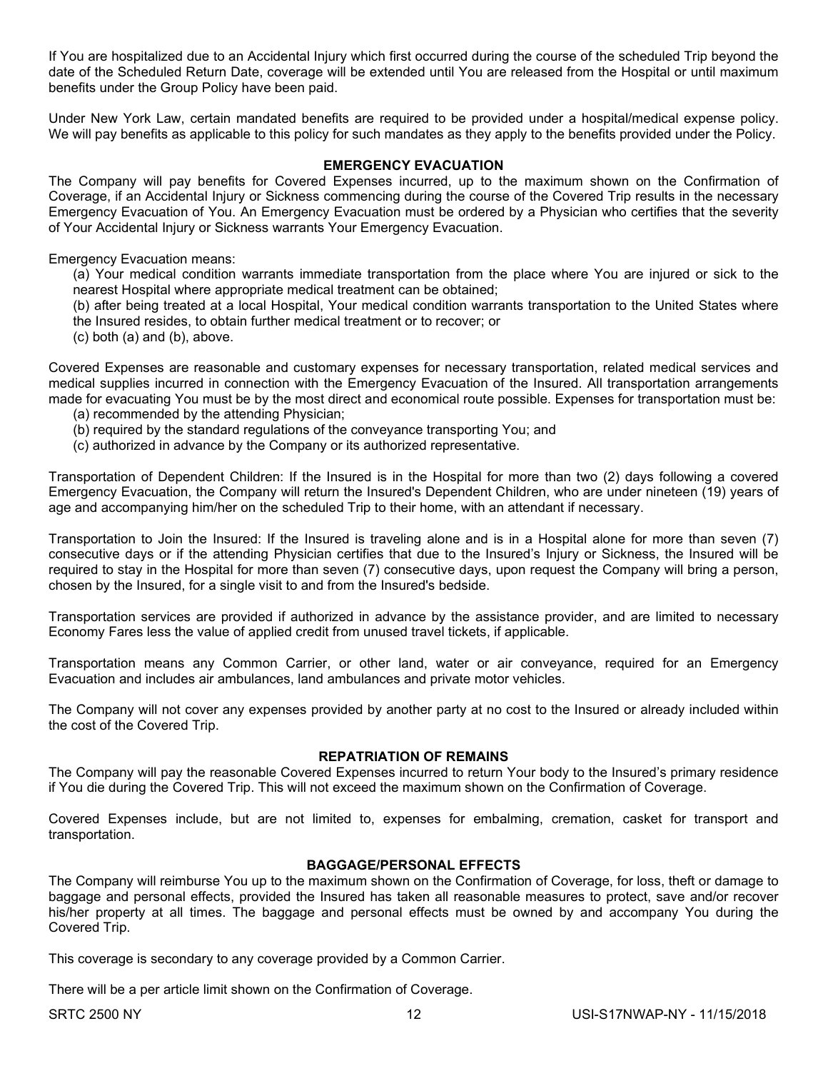If You are hospitalized due to an Accidental Injury which first occurred during the course of the scheduled Trip beyond the date of the Scheduled Return Date, coverage will be extended until You are released from the Hospital or until maximum benefits under the Group Policy have been paid.

Under New York Law, certain mandated benefits are required to be provided under a hospital/medical expense policy. We will pay benefits as applicable to this policy for such mandates as they apply to the benefits provided under the Policy.

## EMERGENCY EVACUATION

The Company will pay benefits for Covered Expenses incurred, up to the maximum shown on the Confirmation of Coverage, if an Accidental Injury or Sickness commencing during the course of the Covered Trip results in the necessary Emergency Evacuation of You. An Emergency Evacuation must be ordered by a Physician who certifies that the severity of Your Accidental Injury or Sickness warrants Your Emergency Evacuation.

Emergency Evacuation means:

(a) Your medical condition warrants immediate transportation from the place where You are injured or sick to the nearest Hospital where appropriate medical treatment can be obtained;
(b) after being treated at a local Hospital, Your medical condition warrants transportation to the United States where the Insured resides, to obtain further medical treatment or to recover; or
(c) both (a) and (b), above.

Covered Expenses are reasonable and customary expenses for necessary transportation, related medical services and medical supplies incurred in connection with the Emergency Evacuation of the Insured. All transportation arrangements made for evacuating You must be by the most direct and economical route possible. Expenses for transportation must be:

(a) recommended by the attending Physician;
(b) required by the standard regulations of the conveyance transporting You; and
(c) authorized in advance by the Company or its authorized representative.

Transportation of Dependent Children: If the Insured is in the Hospital for more than two (2) days following a covered Emergency Evacuation, the Company will return the Insured's Dependent Children, who are under nineteen (19) years of age and accompanying him/her on the scheduled Trip to their home, with an attendant if necessary.

Transportation to Join the Insured: If the Insured is traveling alone and is in a Hospital alone for more than seven (7) consecutive days or if the attending Physician certifies that due to the Insured's Injury or Sickness, the Insured will be required to stay in the Hospital for more than seven (7) consecutive days, upon request the Company will bring a person, chosen by the Insured, for a single visit to and from the Insured's bedside.

Transportation services are provided if authorized in advance by the assistance provider, and are limited to necessary Economy Fares less the value of applied credit from unused travel tickets, if applicable.

Transportation means any Common Carrier, or other land, water or air conveyance, required for an Emergency Evacuation and includes air ambulances, land ambulances and private motor vehicles.

The Company will not cover any expenses provided by another party at no cost to the Insured or already included within the cost of the Covered Trip.

## REPATRIATION OF REMAINS

The Company will pay the reasonable Covered Expenses incurred to return Your body to the Insured's primary residence if You die during the Covered Trip. This will not exceed the maximum shown on the Confirmation of Coverage.

Covered Expenses include, but are not limited to, expenses for embalming, cremation, casket for transport and transportation.

## BAGGAGE/PERSONAL EFFECTS

The Company will reimburse You up to the maximum shown on the Confirmation of Coverage, for loss, theft or damage to baggage and personal effects, provided the Insured has taken all reasonable measures to protect, save and/or recover his/her property at all times. The baggage and personal effects must be owned by and accompany You during the Covered Trip.

This coverage is secondary to any coverage provided by a Common Carrier.

There will be a per article limit shown on the Confirmation of Coverage.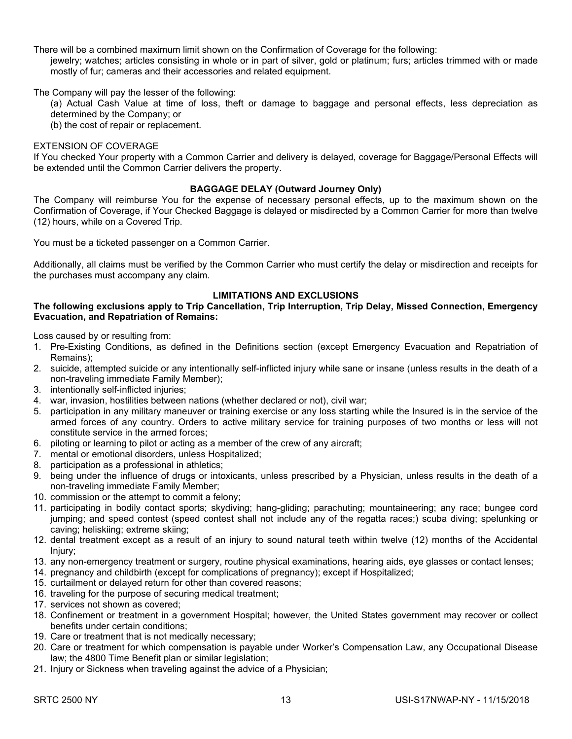There will be a combined maximum limit shown on the Confirmation of Coverage for the following:

jewelry; watches; articles consisting in whole or in part of silver, gold or platinum; furs; articles trimmed with or made mostly of fur; cameras and their accessories and related equipment.

The Company will pay the lesser of the following:

(a) Actual Cash Value at time of loss, theft or damage to baggage and personal effects, less depreciation as determined by the Company; or

(b) the cost of repair or replacement.

EXTENSION OF COVERAGE

If You checked Your property with a Common Carrier and delivery is delayed, coverage for Baggage/Personal Effects will be extended until the Common Carrier delivers the property.

**BAGGAGE DELAY (Outward Journey Only)**

The Company will reimburse You for the expense of necessary personal effects, up to the maximum shown on the Confirmation of Coverage, if Your Checked Baggage is delayed or misdirected by a Common Carrier for more than twelve (12) hours, while on a Covered Trip.

You must be a ticketed passenger on a Common Carrier.

Additionally, all claims must be verified by the Common Carrier who must certify the delay or misdirection and receipts for the purchases must accompany any claim.

**LIMITATIONS AND EXCLUSIONS**

**The following exclusions apply to Trip Cancellation, Trip Interruption, Trip Delay, Missed Connection, Emergency Evacuation, and Repatriation of Remains:**

Loss caused by or resulting from:

1. Pre-Existing Conditions, as defined in the Definitions section (except Emergency Evacuation and Repatriation of Remains);
2. suicide, attempted suicide or any intentionally self-inflicted injury while sane or insane (unless results in the death of a non-traveling immediate Family Member);
3. intentionally self-inflicted injuries;
4. war, invasion, hostilities between nations (whether declared or not), civil war;
5. participation in any military maneuver or training exercise or any loss starting while the Insured is in the service of the armed forces of any country. Orders to active military service for training purposes of two months or less will not constitute service in the armed forces;
6. piloting or learning to pilot or acting as a member of the crew of any aircraft;
7. mental or emotional disorders, unless Hospitalized;
8. participation as a professional in athletics;
9. being under the influence of drugs or intoxicants, unless prescribed by a Physician, unless results in the death of a non-traveling immediate Family Member;
10. commission or the attempt to commit a felony;
11. participating in bodily contact sports; skydiving; hang-gliding; parachuting; mountaineering; any race; bungee cord jumping; and speed contest (speed contest shall not include any of the regatta races;) scuba diving; spelunking or caving; heliskiing; extreme skiing;
12. dental treatment except as a result of an injury to sound natural teeth within twelve (12) months of the Accidental Injury;
13. any non-emergency treatment or surgery, routine physical examinations, hearing aids, eye glasses or contact lenses;
14. pregnancy and childbirth (except for complications of pregnancy); except if Hospitalized;
15. curtailment or delayed return for other than covered reasons;
16. traveling for the purpose of securing medical treatment;
17. services not shown as covered;
18. Confinement or treatment in a government Hospital; however, the United States government may recover or collect benefits under certain conditions;
19. Care or treatment that is not medically necessary;
20. Care or treatment for which compensation is payable under Worker's Compensation Law, any Occupational Disease law; the 4800 Time Benefit plan or similar legislation;
21. Injury or Sickness when traveling against the advice of a Physician;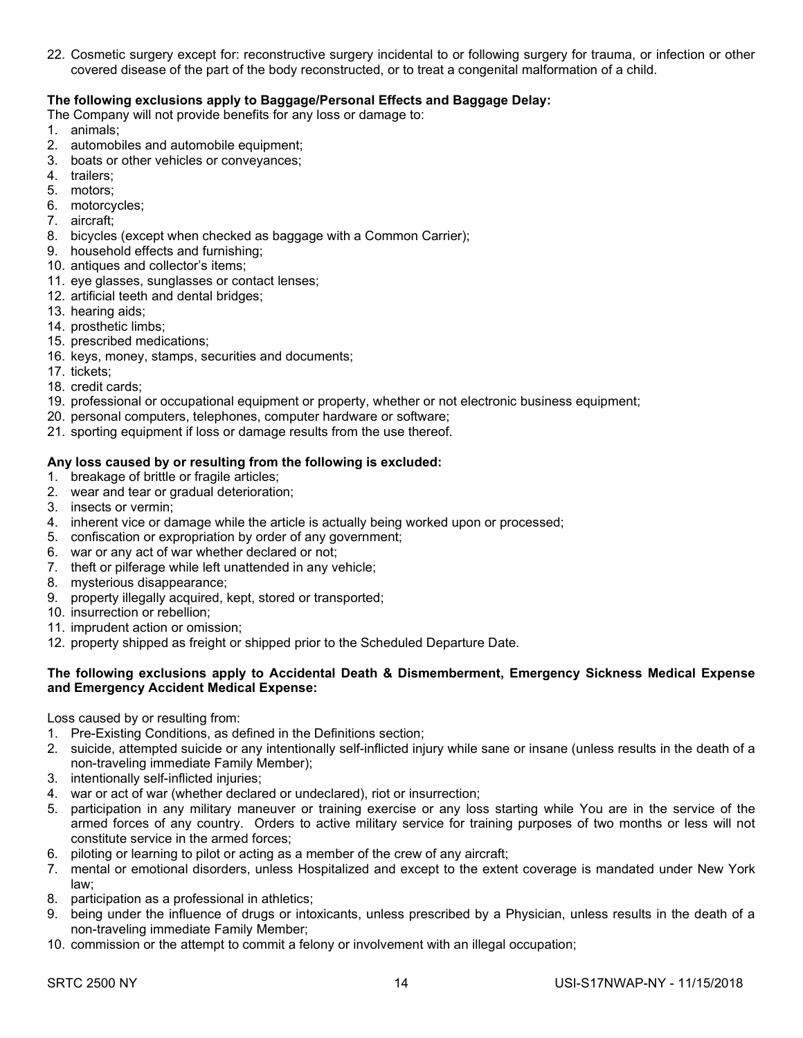22. Cosmetic surgery except for: reconstructive surgery incidental to or following surgery for trauma, or infection or other covered disease of the part of the body reconstructed, or to treat a congenital malformation of a child.

**The following exclusions apply to Baggage/Personal Effects and Baggage Delay:**

The Company will not provide benefits for any loss or damage to:

1. animals;
2. automobiles and automobile equipment;
3. boats or other vehicles or conveyances;
4. trailers;
5. motors;
6. motorcycles;
7. aircraft;
8. bicycles (except when checked as baggage with a Common Carrier);
9. household effects and furnishing;
10. antiques and collector's items;
11. eye glasses, sunglasses or contact lenses;
12. artificial teeth and dental bridges;
13. hearing aids;
14. prosthetic limbs;
15. prescribed medications;
16. keys, money, stamps, securities and documents;
17. tickets;
18. credit cards;
19. professional or occupational equipment or property, whether or not electronic business equipment;
20. personal computers, telephones, computer hardware or software;
21. sporting equipment if loss or damage results from the use thereof.

**Any loss caused by or resulting from the following is excluded:**

1. breakage of brittle or fragile articles;
2. wear and tear or gradual deterioration;
3. insects or vermin;
4. inherent vice or damage while the article is actually being worked upon or processed;
5. confiscation or expropriation by order of any government;
6. war or any act of war whether declared or not;
7. theft or pilferage while left unattended in any vehicle;
8. mysterious disappearance;
9. property illegally acquired, kept, stored or transported;
10. insurrection or rebellion;
11. imprudent action or omission;
12. property shipped as freight or shipped prior to the Scheduled Departure Date.

**The following exclusions apply to Accidental Death & Dismemberment, Emergency Sickness Medical Expense and Emergency Accident Medical Expense:**

Loss caused by or resulting from:

1. Pre-Existing Conditions, as defined in the Definitions section;
2. suicide, attempted suicide or any intentionally self-inflicted injury while sane or insane (unless results in the death of a non-traveling immediate Family Member);
3. intentionally self-inflicted injuries;
4. war or act of war (whether declared or undeclared), riot or insurrection;
5. participation in any military maneuver or training exercise or any loss starting while You are in the service of the armed forces of any country. Orders to active military service for training purposes of two months or less will not constitute service in the armed forces;
6. piloting or learning to pilot or acting as a member of the crew of any aircraft;
7. mental or emotional disorders, unless Hospitalized and except to the extent coverage is mandated under New York law;
8. participation as a professional in athletics;
9. being under the influence of drugs or intoxicants, unless prescribed by a Physician, unless results in the death of a non-traveling immediate Family Member;
10. commission or the attempt to commit a felony or involvement with an illegal occupation;

SRTC 2500 NY USI-S17NWAP-NY - 11/15/2018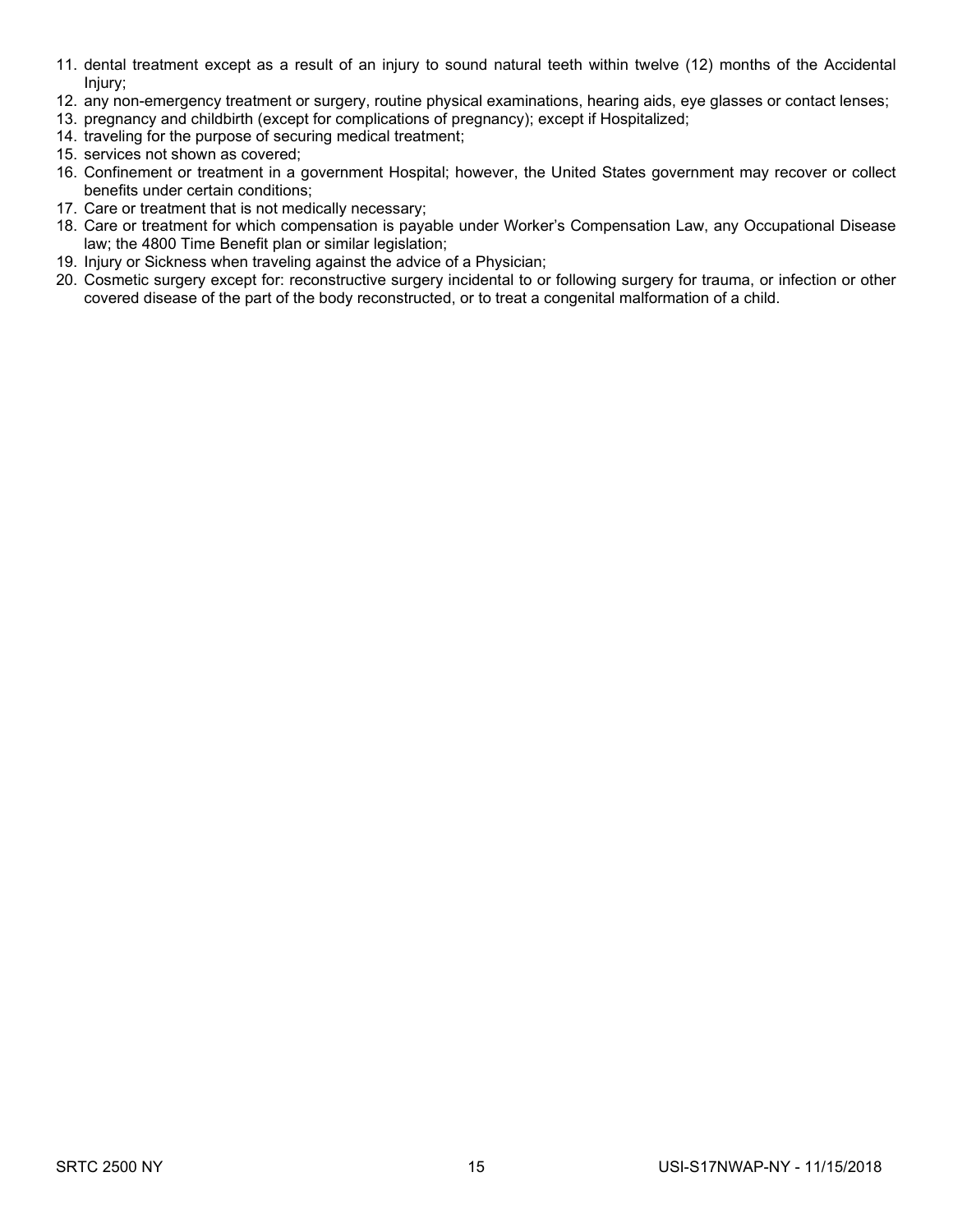11. dental treatment except as a result of an injury to sound natural teeth within twelve (12) months of the Accidental Injury;
12. any non-emergency treatment or surgery, routine physical examinations, hearing aids, eye glasses or contact lenses;
13. pregnancy and childbirth (except for complications of pregnancy); except if Hospitalized;
14. traveling for the purpose of securing medical treatment;
15. services not shown as covered;
16. Confinement or treatment in a government Hospital; however, the United States government may recover or collect benefits under certain conditions;
17. Care or treatment that is not medically necessary;
18. Care or treatment for which compensation is payable under Worker's Compensation Law, any Occupational Disease law; the 4800 Time Benefit plan or similar legislation;
19. Injury or Sickness when traveling against the advice of a Physician;
20. Cosmetic surgery except for: reconstructive surgery incidental to or following surgery for trauma, or infection or other covered disease of the part of the body reconstructed, or to treat a congenital malformation of a child.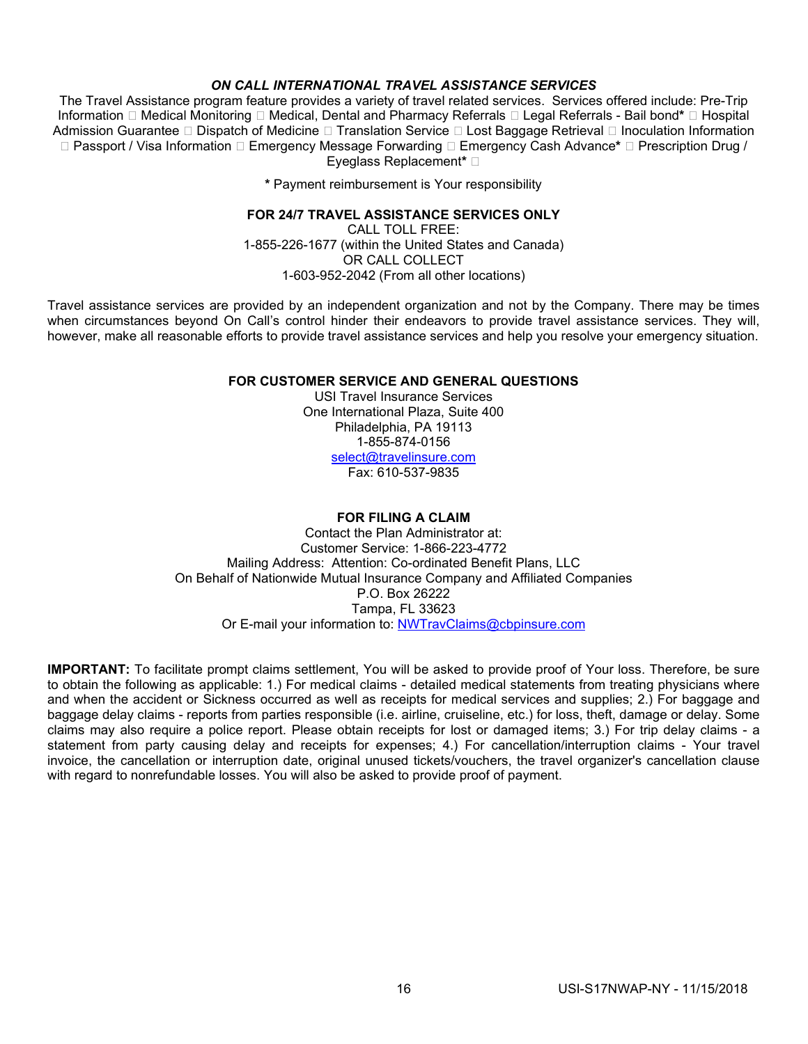## *ON CALL INTERNATIONAL TRAVEL ASSISTANCE SERVICES*

The Travel Assistance program feature provides a variety of travel related services. Services offered include: Pre-Trip Information  Medical Monitoring  Medical, Dental and Pharmacy Referrals  Legal Referrals - Bail bond**\***  Hospital Admission Guarantee  Dispatch of Medicine  Translation Service  Lost Baggage Retrieval  Inoculation Information  Passport / Visa Information  Emergency Message Forwarding  Emergency Cash Advance**\***  Prescription Drug / Eyeglass Replacement**\*** 

**\*** Payment reimbursement is Your responsibility

**FOR 24/7 TRAVEL ASSISTANCE SERVICES ONLY**
CALL TOLL FREE:
1-855-226-1677 (within the United States and Canada)
OR CALL COLLECT
1-603-952-2042 (From all other locations)

Travel assistance services are provided by an independent organization and not by the Company. There may be times when circumstances beyond On Call's control hinder their endeavors to provide travel assistance services. They will, however, make all reasonable efforts to provide travel assistance services and help you resolve your emergency situation.

**FOR CUSTOMER SERVICE AND GENERAL QUESTIONS**
USI Travel Insurance Services
One International Plaza, Suite 400
Philadelphia, PA 19113
1-855-874-0156
select@travelinsure.com
Fax: 610-537-9835

**FOR FILING A CLAIM**
Contact the Plan Administrator at:
Customer Service: 1-866-223-4772
Mailing Address: Attention: Co-ordinated Benefit Plans, LLC
On Behalf of Nationwide Mutual Insurance Company and Affiliated Companies
P.O. Box 26222
Tampa, FL 33623
Or E-mail your information to: NWTravClaims@cbpinsure.com

**IMPORTANT:** To facilitate prompt claims settlement, You will be asked to provide proof of Your loss. Therefore, be sure to obtain the following as applicable: 1.) For medical claims - detailed medical statements from treating physicians where and when the accident or Sickness occurred as well as receipts for medical services and supplies; 2.) For baggage and baggage delay claims - reports from parties responsible (i.e. airline, cruiseline, etc.) for loss, theft, damage or delay. Some claims may also require a police report. Please obtain receipts for lost or damaged items; 3.) For trip delay claims - a statement from party causing delay and receipts for expenses; 4.) For cancellation/interruption claims - Your travel invoice, the cancellation or interruption date, original unused tickets/vouchers, the travel organizer's cancellation clause with regard to nonrefundable losses. You will also be asked to provide proof of payment.